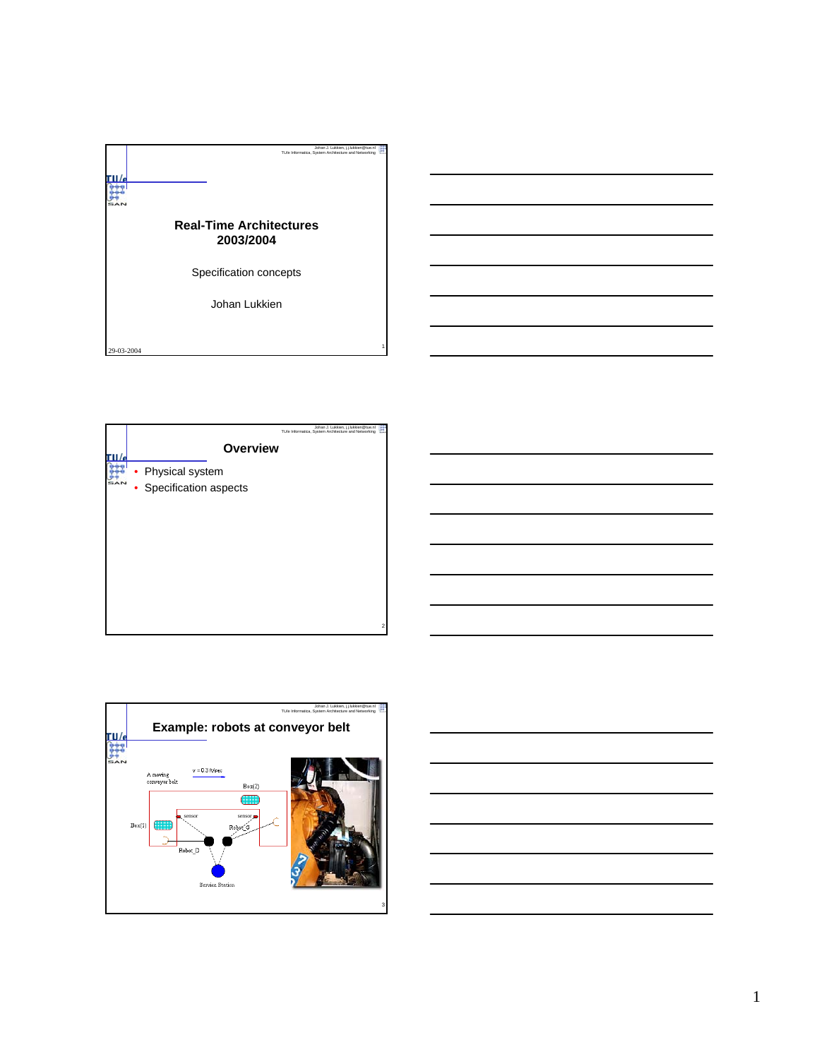# Real-Time Architectures 2003/2004

Specification concepts

Johan Lukkien

29-03-2004

## Overview

- Physical system
- Specification aspects

## Example: robots at conveyor belt

A moving conveyor belt

v = 0.3 ft/sec

Box(2)

Box(1)

sensor

sensor

Robot_G

Robot_D

Service Station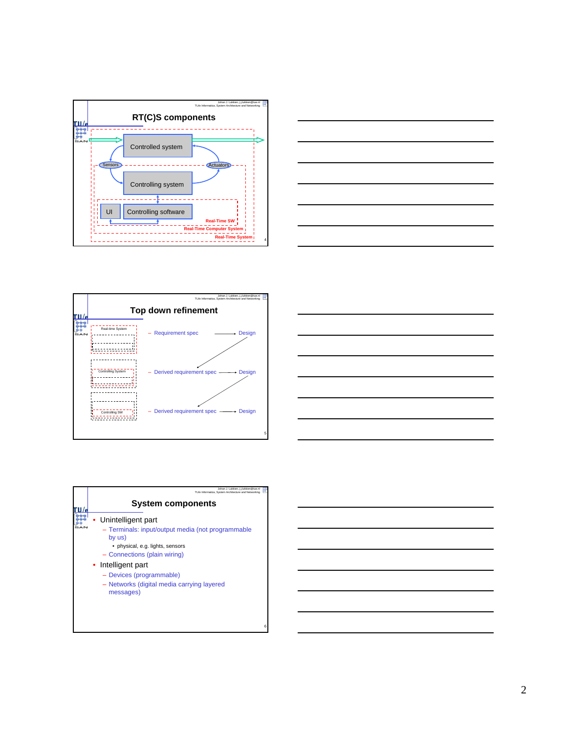## RT(C)S components

Controlled system

Sensors

Actuators

Controlling system

UI

Controlling software

Real-Time SW

Real-Time Computer System

Real-Time System

## Top down refinement

Real-time System

Controlling System

Controlling SW

- Requirement spec → Design
- Derived requirement spec → Design
- Derived requirement spec → Design

## System components

- Unintelligent part
  - Terminals: input/output media (not programmable by us)
    - physical, e.g. lights, sensors
  - Connections (plain wiring)
- Intelligent part
  - Devices (programmable)
  - Networks (digital media carrying layered messages)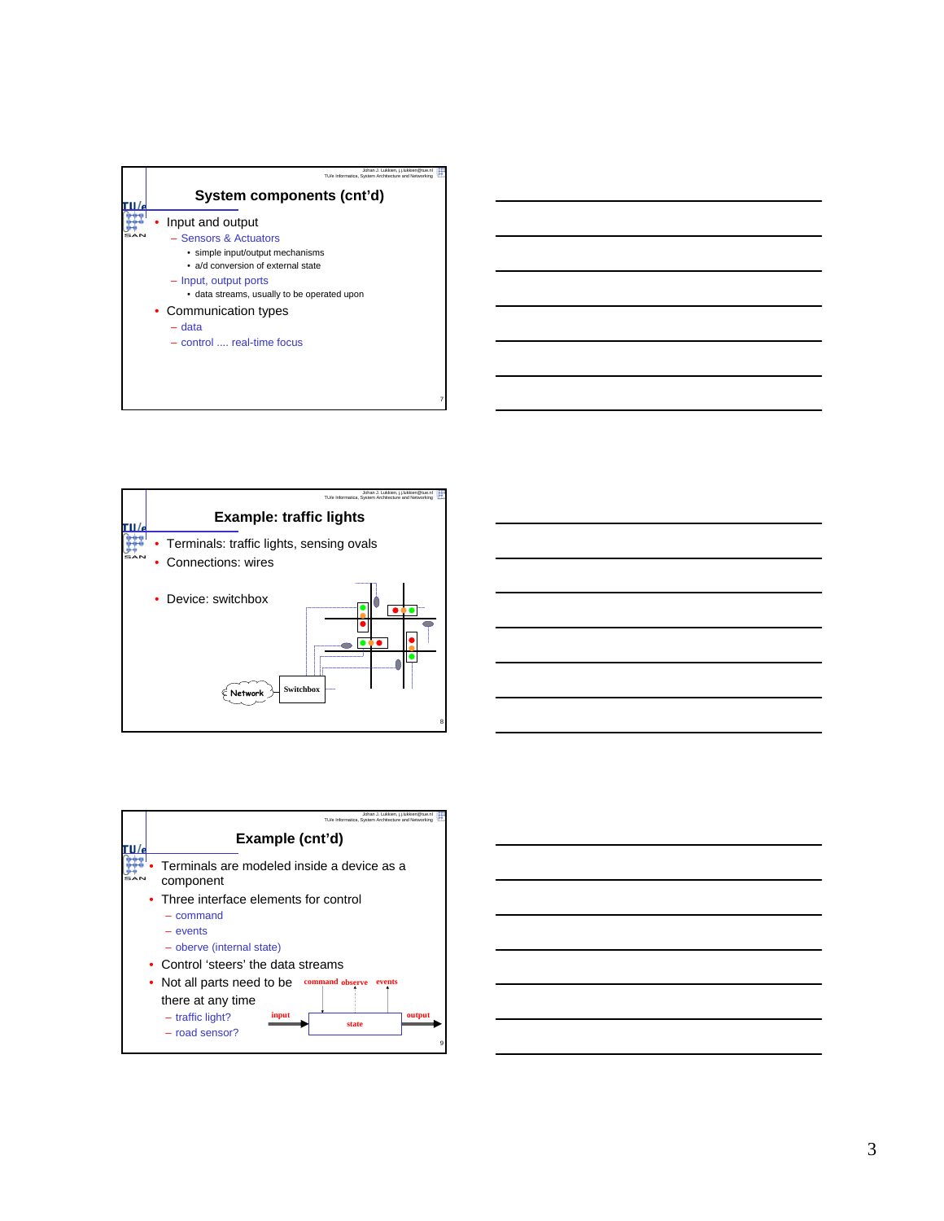## System components (cnt'd)

- Input and output
  - Sensors & Actuators
    - simple input/output mechanisms
    - a/d conversion of external state
  - Input, output ports
    - data streams, usually to be operated upon
- Communication types
  - data
  - control .... real-time focus

## Example: traffic lights

- Terminals: traffic lights, sensing ovals
- Connections: wires
- Device: switchbox

Network Switchbox

## Example (cnt'd)

- Terminals are modeled inside a device as a component
- Three interface elements for control
  - command
  - events
  - oberve (internal state)
- Control 'steers' the data streams
- Not all parts need to be there at any time
  - traffic light?
  - road sensor?

command observe events

input state output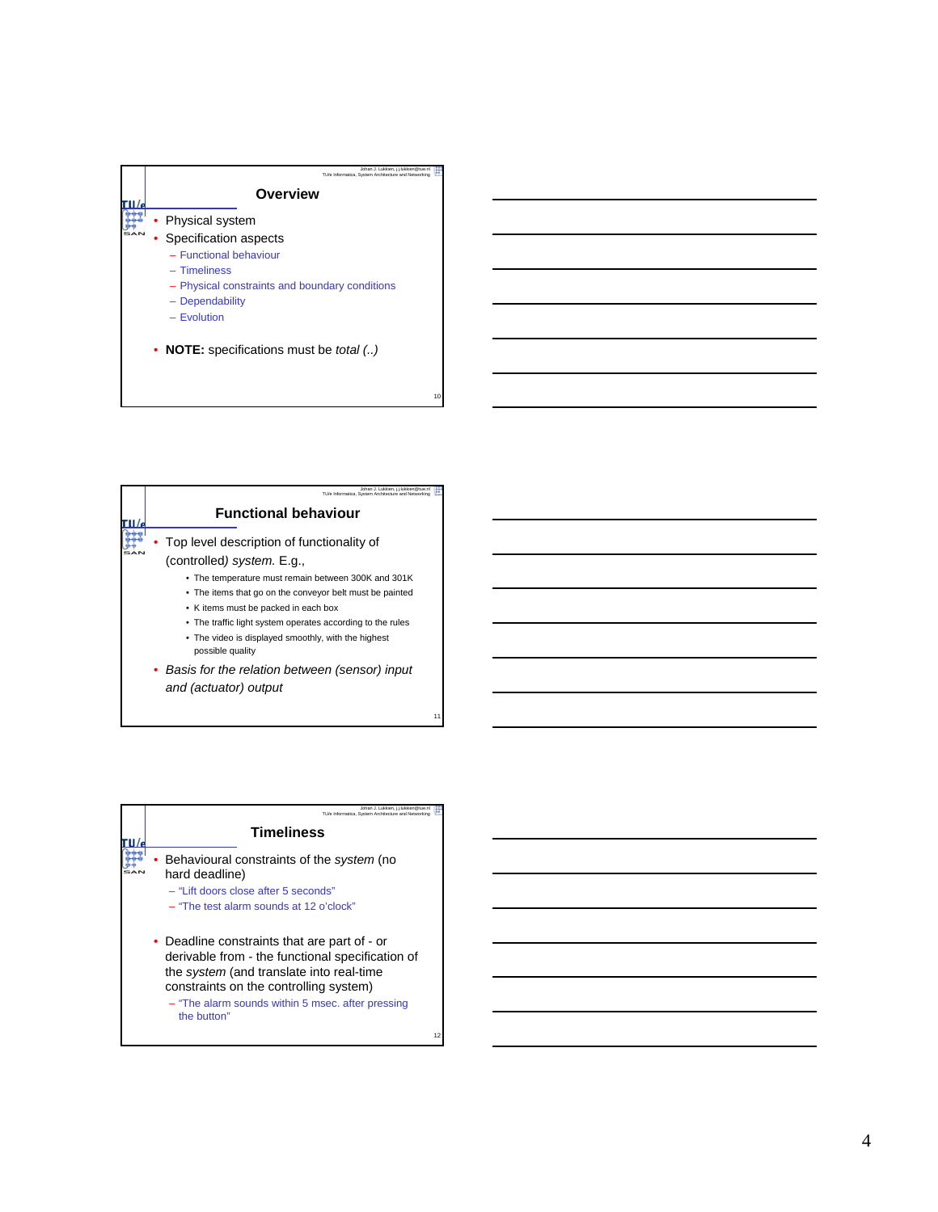## Overview

- Physical system
- Specification aspects
  - Functional behaviour
  - Timeliness
  - Physical constraints and boundary conditions
  - Dependability
  - Evolution
- **NOTE:** specifications must be *total (..)*

## Functional behaviour

- Top level description of functionality of (controlled) *system*. E.g.,
  - The temperature must remain between 300K and 301K
  - The items that go on the conveyor belt must be painted
  - K items must be packed in each box
  - The traffic light system operates according to the rules
  - The video is displayed smoothly, with the highest possible quality
- *Basis for the relation between (sensor) input and (actuator) output*

## Timeliness

- Behavioural constraints of the *system* (no hard deadline)
  - "Lift doors close after 5 seconds"
  - "The test alarm sounds at 12 o'clock"
- Deadline constraints that are part of - or derivable from - the functional specification of the *system* (and translate into real-time constraints on the controlling system)
  - "The alarm sounds within 5 msec. after pressing the button"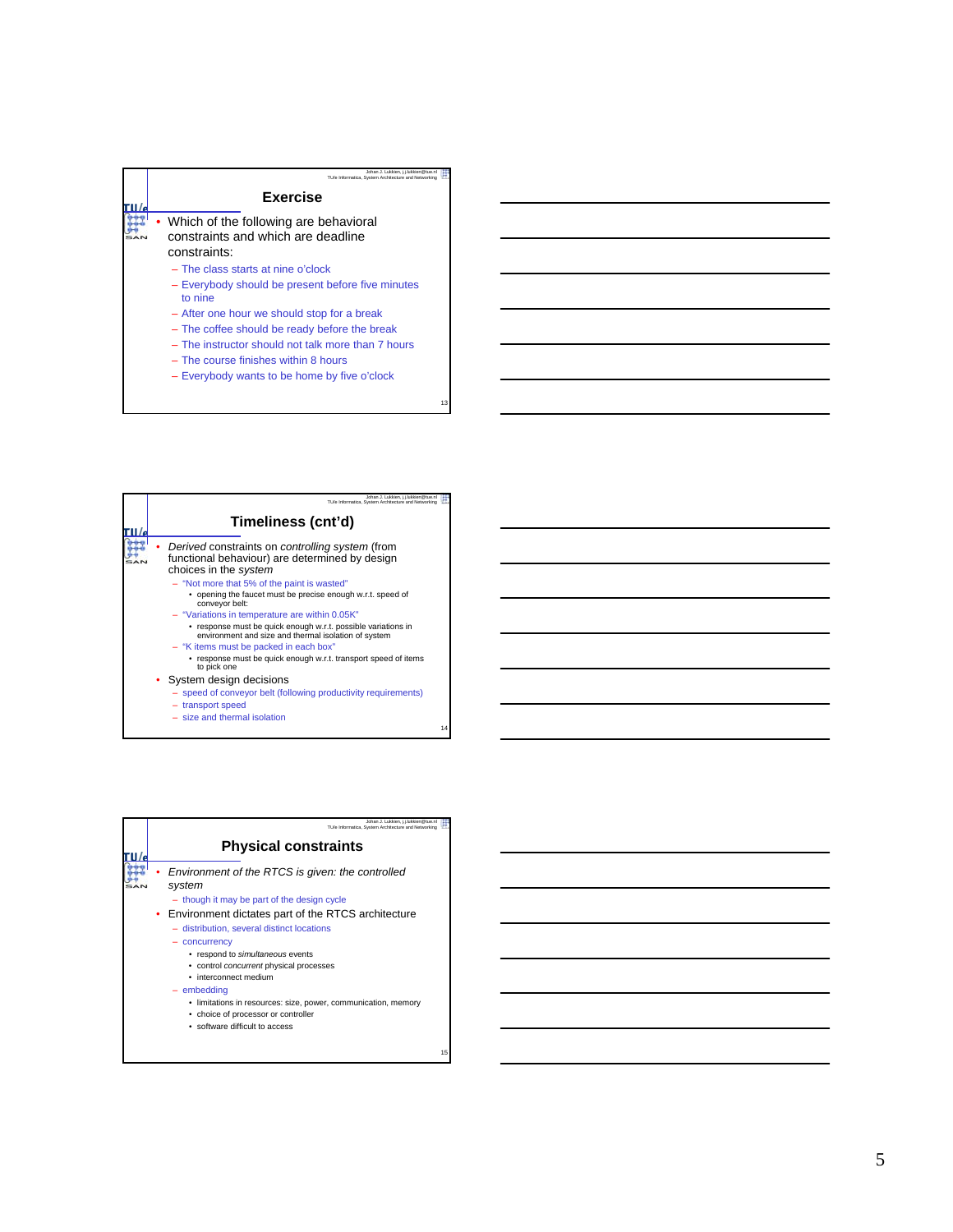## Exercise

- Which of the following are behavioral constraints and which are deadline constraints:
  - The class starts at nine o'clock
  - Everybody should be present before five minutes to nine
  - After one hour we should stop for a break
  - The coffee should be ready before the break
  - The instructor should not talk more than 7 hours
  - The course finishes within 8 hours
  - Everybody wants to be home by five o'clock

## Timeliness (cnt'd)

- *Derived* constraints on *controlling system* (from functional behaviour) are determined by design choices in the *system*
  - "Not more that 5% of the paint is wasted"
    - opening the faucet must be precise enough w.r.t. speed of conveyor belt:
  - "Variations in temperature are within 0.05K"
    - response must be quick enough w.r.t. possible variations in environment and size and thermal isolation of system
  - "K items must be packed in each box"
    - response must be quick enough w.r.t. transport speed of items to pick one
- System design decisions
  - speed of conveyor belt (following productivity requirements)
  - transport speed
  - size and thermal isolation

## Physical constraints

- *Environment of the RTCS is given: the controlled system*
  - though it may be part of the design cycle
- Environment dictates part of the RTCS architecture
  - distribution, several distinct locations
  - concurrency
    - respond to *simultaneous* events
    - control *concurrent* physical processes
    - interconnect medium
  - embedding
    - limitations in resources: size, power, communication, memory
    - choice of processor or controller
    - software difficult to access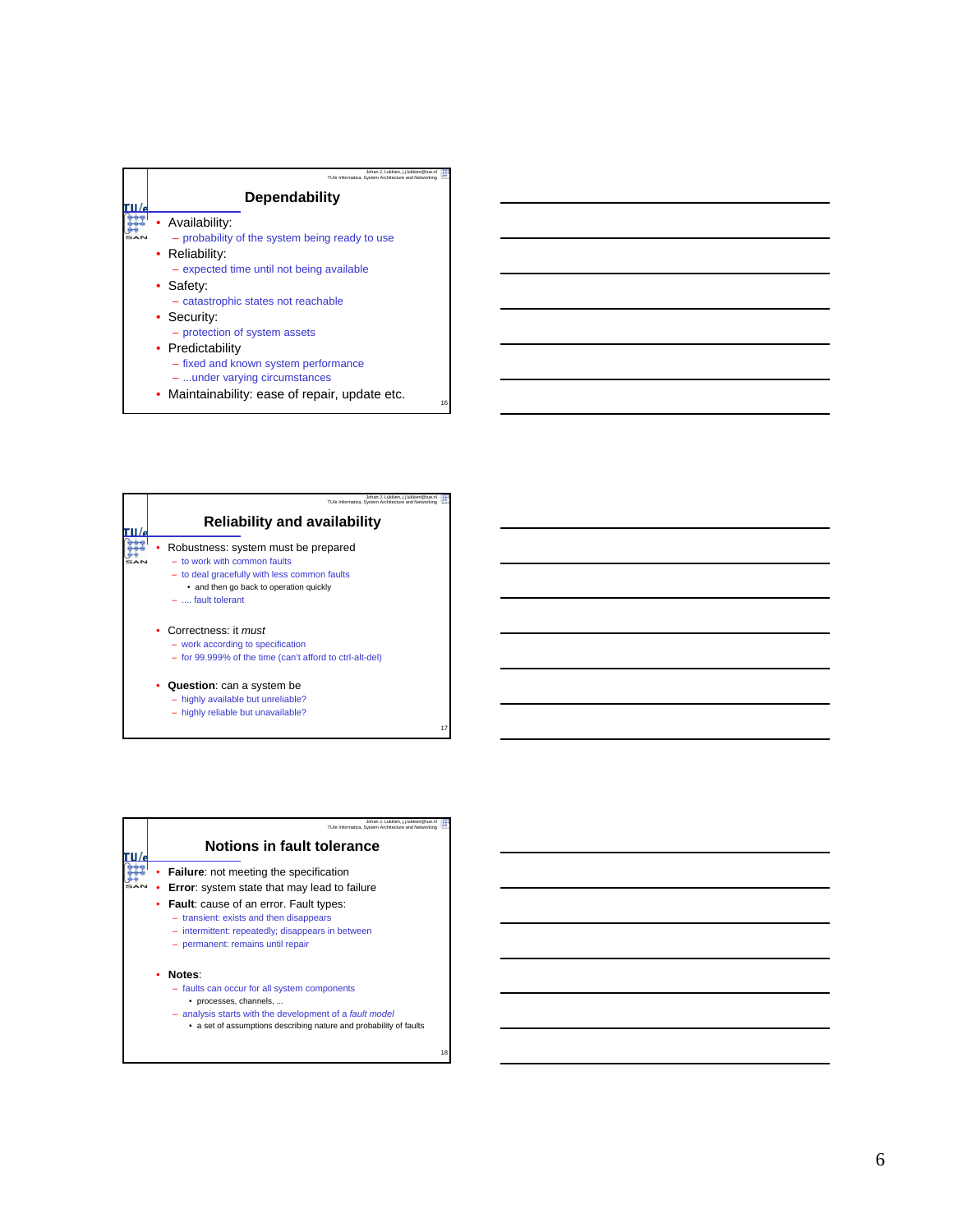## Dependability

- Availability:
  - probability of the system being ready to use
- Reliability:
  - expected time until not being available
- Safety:
  - catastrophic states not reachable
- Security:
  - protection of system assets
- Predictability
  - fixed and known system performance
  - ...under varying circumstances
- Maintainability: ease of repair, update etc.

## Reliability and availability

- Robustness: system must be prepared
  - to work with common faults
  - to deal gracefully with less common faults
    - and then go back to operation quickly
  - .... fault tolerant
- Correctness: it *must*
  - work according to specification
  - for 99.999% of the time (can't afford to ctrl-alt-del)
- **Question**: can a system be
  - highly available but unreliable?
  - highly reliable but unavailable?

## Notions in fault tolerance

- **Failure**: not meeting the specification
- **Error**: system state that may lead to failure
- **Fault**: cause of an error. Fault types:
  - transient: exists and then disappears
  - intermittent: repeatedly; disappears in between
  - permanent: remains until repair
- **Notes**:
  - faults can occur for all system components
    - processes, channels, ...
  - analysis starts with the development of a *fault model*
    - a set of assumptions describing nature and probability of faults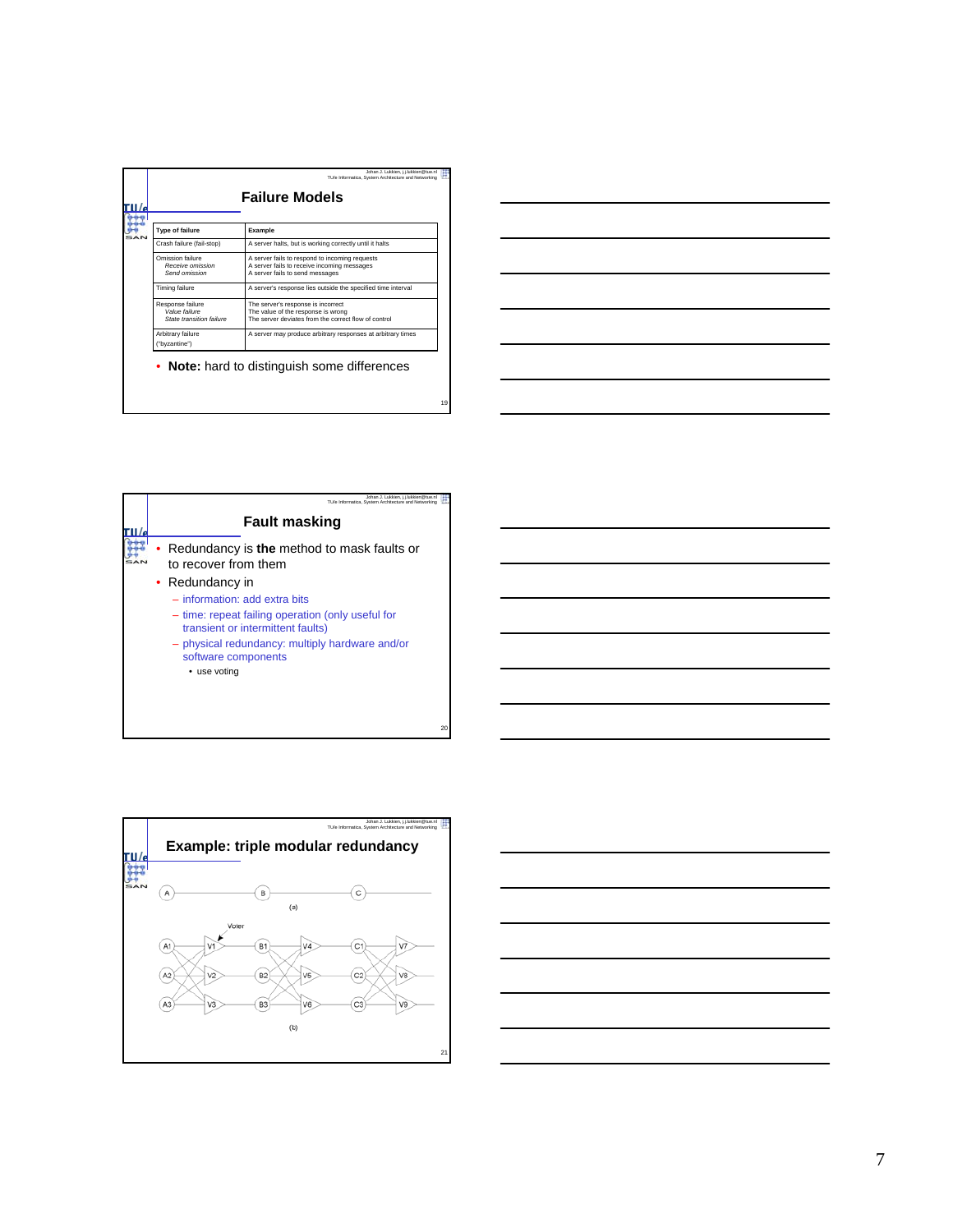## Failure Models

| Type of failure | Example |
|---|---|
| Crash failure (fail-stop) | A server halts, but is working correctly until it halts |
| Omission failure<br>*Receive omission*<br>*Send omission* | A server fails to respond to incoming requests<br>A server fails to receive incoming messages<br>A server fails to send messages |
| Timing failure | A server's response lies outside the specified time interval |
| Response failure<br>*Value failure*<br>*State transition failure* | The server's response is incorrect<br>The value of the response is wrong<br>The server deviates from the correct flow of control |
| Arbitrary failure ("byzantine") | A server may produce arbitrary responses at arbitrary times |

- **Note:** hard to distinguish some differences

## Fault masking

- Redundancy is **the** method to mask faults or to recover from them
- Redundancy in
  - information: add extra bits
  - time: repeat failing operation (only useful for transient or intermittent faults)
  - physical redundancy: multiply hardware and/or software components
    - use voting

## Example: triple modular redundancy

A — B — C

(a)

Voter

A1, A2, A3 → V1, V2, V3 → B1, B2, B3 → V4, V5, V6 → C1, C2, C3 → V7, V8, V9

(b)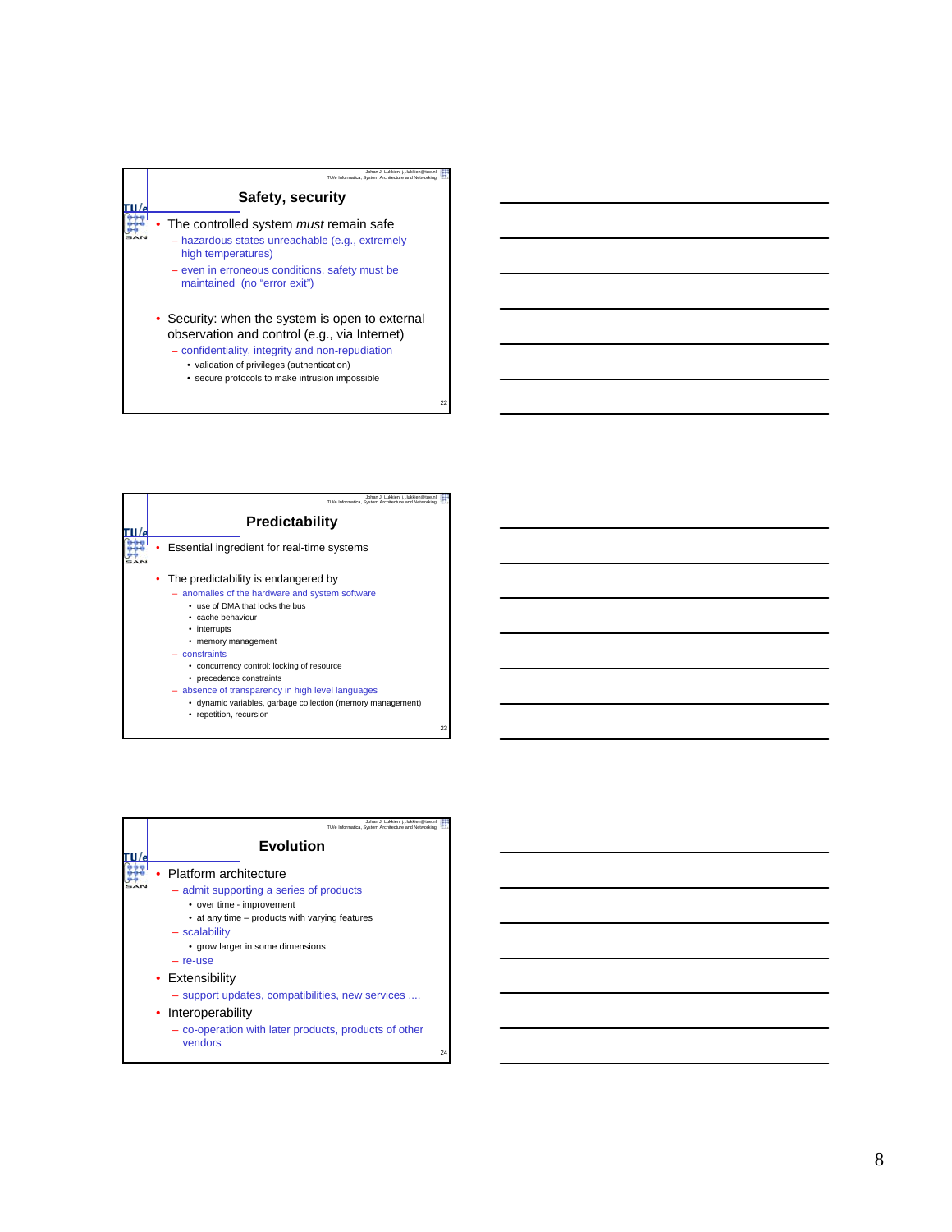## Safety, security

- The controlled system *must* remain safe
  - hazardous states unreachable (e.g., extremely high temperatures)
  - even in erroneous conditions, safety must be maintained (no "error exit")
- Security: when the system is open to external observation and control (e.g., via Internet)
  - confidentiality, integrity and non-repudiation
    - validation of privileges (authentication)
    - secure protocols to make intrusion impossible

## Predictability

- Essential ingredient for real-time systems
- The predictability is endangered by
  - anomalies of the hardware and system software
    - use of DMA that locks the bus
    - cache behaviour
    - interrupts
    - memory management
  - constraints
    - concurrency control: locking of resource
    - precedence constraints
  - absence of transparency in high level languages
    - dynamic variables, garbage collection (memory management)
    - repetition, recursion

## Evolution

- Platform architecture
  - admit supporting a series of products
    - over time - improvement
    - at any time – products with varying features
  - scalability
    - grow larger in some dimensions
  - re-use
- Extensibility
  - support updates, compatibilities, new services ....
- Interoperability
  - co-operation with later products, products of other vendors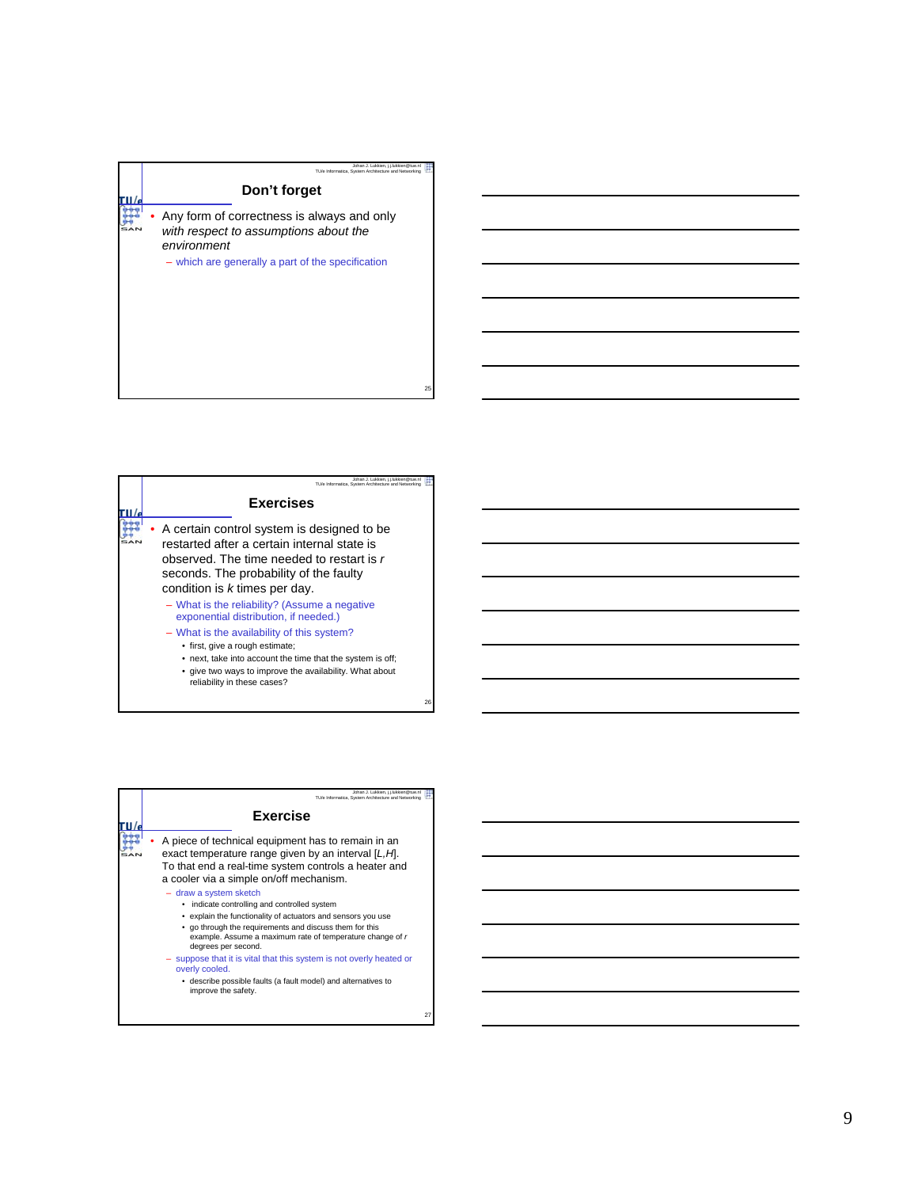## Don't forget

- Any form of correctness is always and only *with respect to assumptions about the environment*
  - which are generally a part of the specification

## Exercises

- A certain control system is designed to be restarted after a certain internal state is observed. The time needed to restart is *r* seconds. The probability of the faulty condition is *k* times per day.
  - What is the reliability? (Assume a negative exponential distribution, if needed.)
  - What is the availability of this system?
    - first, give a rough estimate;
    - next, take into account the time that the system is off;
    - give two ways to improve the availability. What about reliability in these cases?

## Exercise

- A piece of technical equipment has to remain in an exact temperature range given by an interval [*L*,*H*]. To that end a real-time system controls a heater and a cooler via a simple on/off mechanism.
  - draw a system sketch
    - indicate controlling and controlled system
    - explain the functionality of actuators and sensors you use
    - go through the requirements and discuss them for this example. Assume a maximum rate of temperature change of *r* degrees per second.
  - suppose that it is vital that this system is not overly heated or overly cooled.
    - describe possible faults (a fault model) and alternatives to improve the safety.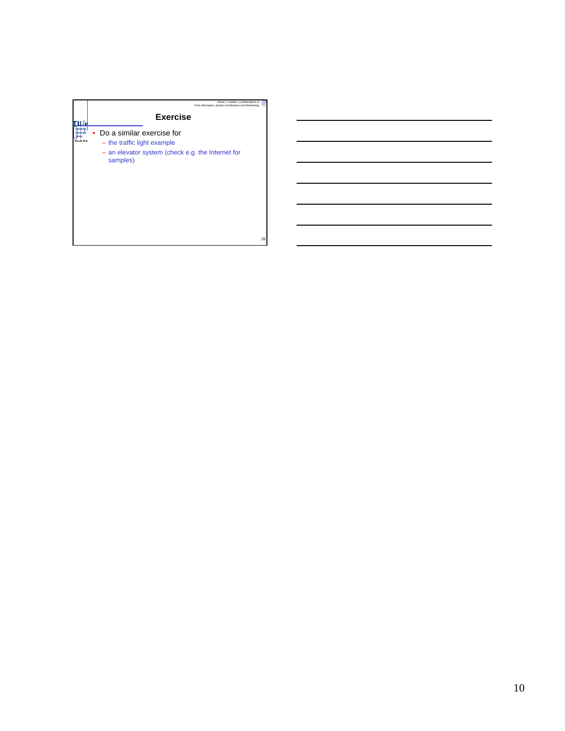## Exercise

- Do a similar exercise for
  - the traffic light example
  - an elevator system (check e.g. the Internet for samples)